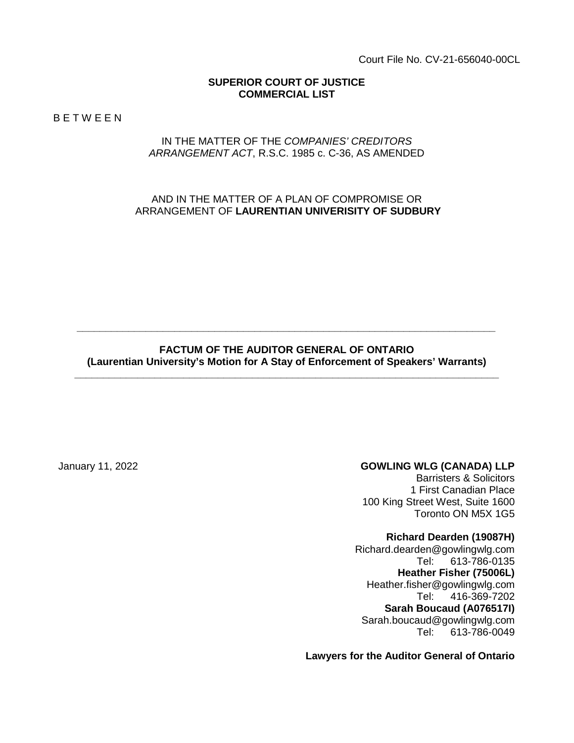Court File No. CV-21-656040-00CL

**SUPERIOR COURT OF JUSTICE**
**COMMERCIAL LIST**

B E T W E E N

IN THE MATTER OF THE *COMPANIES' CREDITORS ARRANGEMENT ACT*, R.S.C. 1985 c. C-36, AS AMENDED

AND IN THE MATTER OF A PLAN OF COMPROMISE OR ARRANGEMENT OF **LAURENTIAN UNIVERISITY OF SUDBURY**

---

**FACTUM OF THE AUDITOR GENERAL OF ONTARIO**
**(Laurentian University's Motion for A Stay of Enforcement of Speakers' Warrants)**

---

January 11, 2022

**GOWLING WLG (CANADA) LLP**
Barristers & Solicitors
1 First Canadian Place
100 King Street West, Suite 1600
Toronto ON M5X 1G5

**Richard Dearden (19087H)**
Richard.dearden@gowlingwlg.com
Tel: 613-786-0135

**Heather Fisher (75006L)**
Heather.fisher@gowlingwlg.com
Tel: 416-369-7202

**Sarah Boucaud (A076517I)**
Sarah.boucaud@gowlingwlg.com
Tel: 613-786-0049

**Lawyers for the Auditor General of Ontario**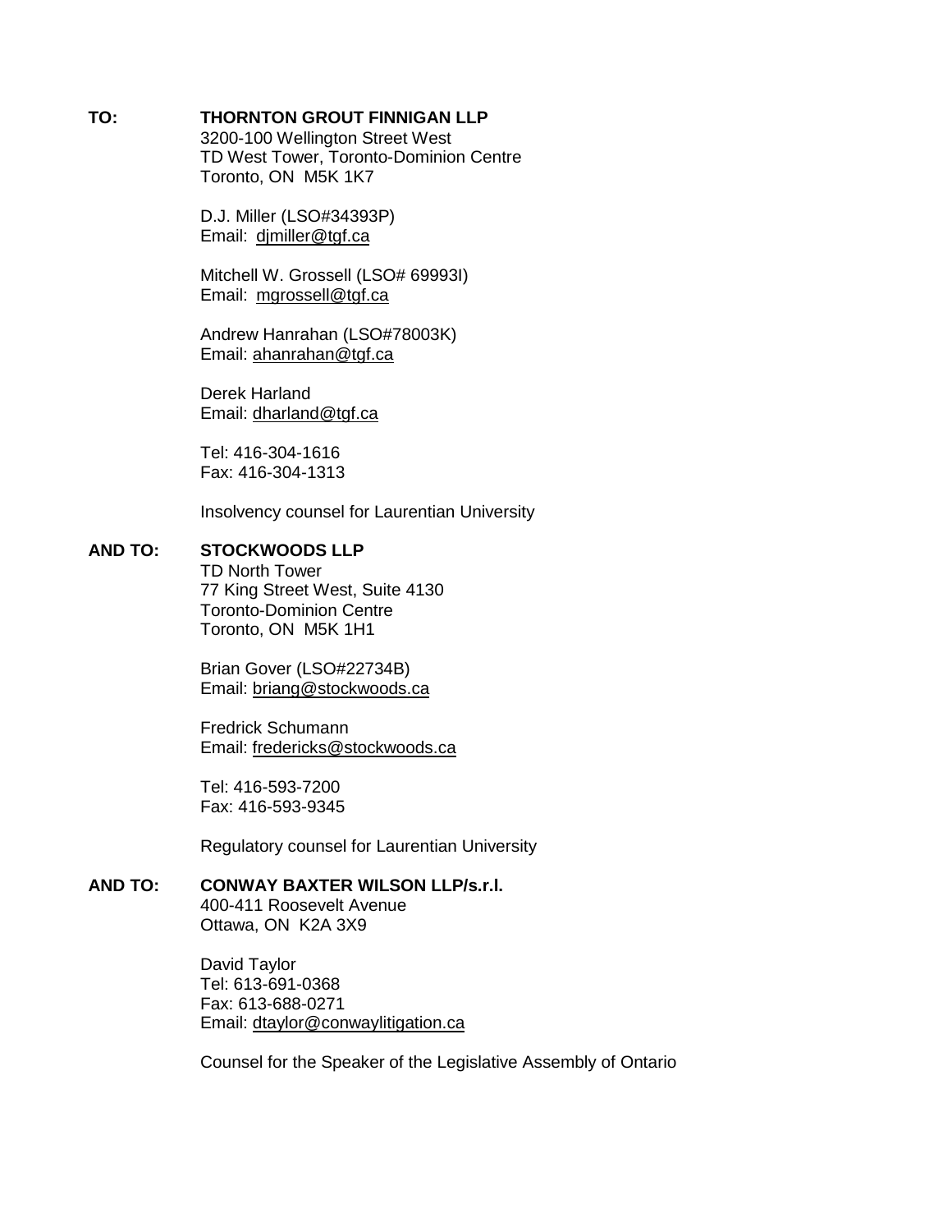**TO:** **THORNTON GROUT FINNIGAN LLP**
3200-100 Wellington Street West
TD West Tower, Toronto-Dominion Centre
Toronto, ON M5K 1K7

D.J. Miller (LSO#34393P)
Email: djmiller@tgf.ca

Mitchell W. Grossell (LSO# 69993I)
Email: mgrossell@tgf.ca

Andrew Hanrahan (LSO#78003K)
Email: ahanrahan@tgf.ca

Derek Harland
Email: dharland@tgf.ca

Tel: 416-304-1616
Fax: 416-304-1313

Insolvency counsel for Laurentian University

**AND TO:** **STOCKWOODS LLP**
TD North Tower
77 King Street West, Suite 4130
Toronto-Dominion Centre
Toronto, ON M5K 1H1

Brian Gover (LSO#22734B)
Email: briang@stockwoods.ca

Fredrick Schumann
Email: fredericks@stockwoods.ca

Tel: 416-593-7200
Fax: 416-593-9345

Regulatory counsel for Laurentian University

**AND TO:** **CONWAY BAXTER WILSON LLP/s.r.l.**
400-411 Roosevelt Avenue
Ottawa, ON K2A 3X9

David Taylor
Tel: 613-691-0368
Fax: 613-688-0271
Email: dtaylor@conwaylitigation.ca

Counsel for the Speaker of the Legislative Assembly of Ontario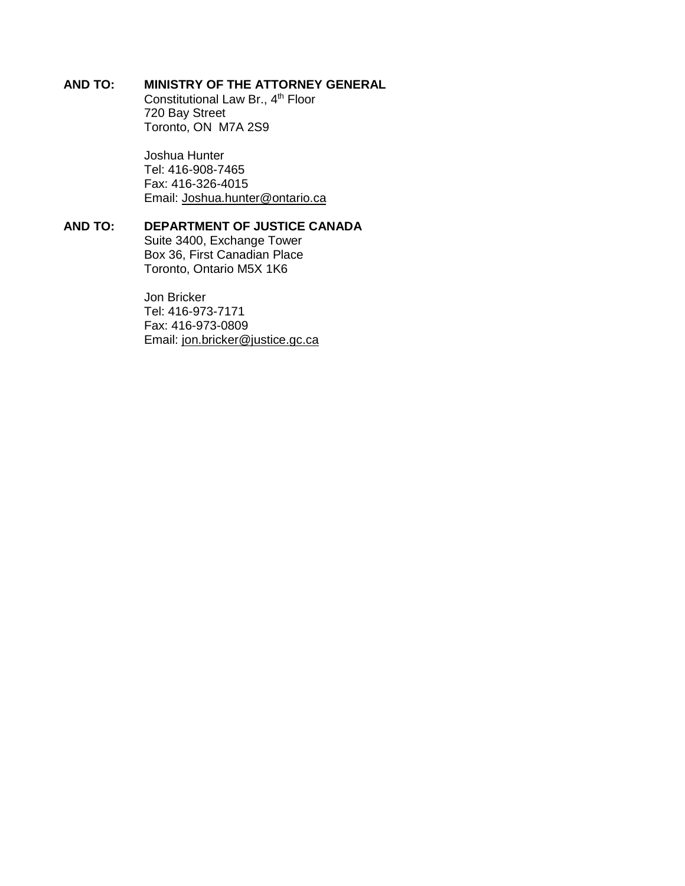**AND TO:** **MINISTRY OF THE ATTORNEY GENERAL**
Constitutional Law Br., 4th Floor
720 Bay Street
Toronto, ON M7A 2S9

Joshua Hunter
Tel: 416-908-7465
Fax: 416-326-4015
Email: Joshua.hunter@ontario.ca

**AND TO:** **DEPARTMENT OF JUSTICE CANADA**
Suite 3400, Exchange Tower
Box 36, First Canadian Place
Toronto, Ontario M5X 1K6

Jon Bricker
Tel: 416-973-7171
Fax: 416-973-0809
Email: jon.bricker@justice.gc.ca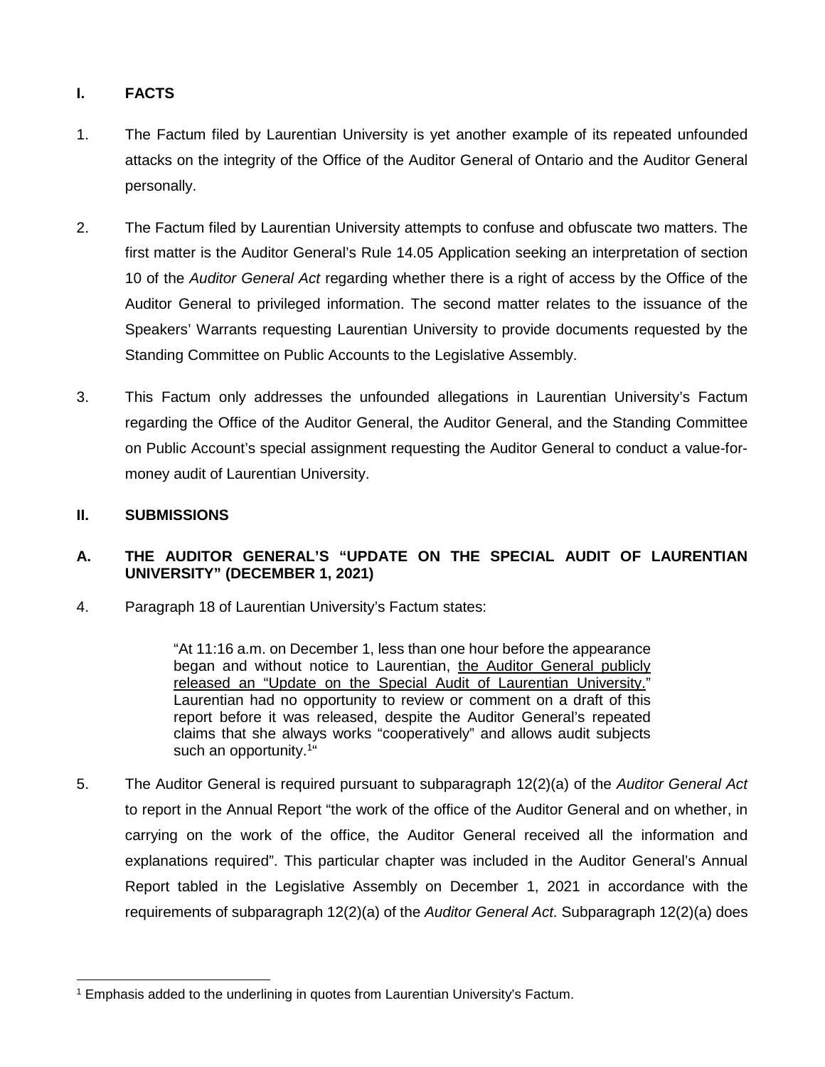## I. FACTS

1. The Factum filed by Laurentian University is yet another example of its repeated unfounded attacks on the integrity of the Office of the Auditor General of Ontario and the Auditor General personally.

2. The Factum filed by Laurentian University attempts to confuse and obfuscate two matters. The first matter is the Auditor General's Rule 14.05 Application seeking an interpretation of section 10 of the *Auditor General Act* regarding whether there is a right of access by the Office of the Auditor General to privileged information. The second matter relates to the issuance of the Speakers' Warrants requesting Laurentian University to provide documents requested by the Standing Committee on Public Accounts to the Legislative Assembly.

3. This Factum only addresses the unfounded allegations in Laurentian University's Factum regarding the Office of the Auditor General, the Auditor General, and the Standing Committee on Public Account's special assignment requesting the Auditor General to conduct a value-for-money audit of Laurentian University.

## II. SUBMISSIONS

### A. THE AUDITOR GENERAL'S "UPDATE ON THE SPECIAL AUDIT OF LAURENTIAN UNIVERSITY" (DECEMBER 1, 2021)

4. Paragraph 18 of Laurentian University's Factum states:

> "At 11:16 a.m. on December 1, less than one hour before the appearance began and without notice to Laurentian, <u>the Auditor General publicly released an "Update on the Special Audit of Laurentian University."</u> Laurentian had no opportunity to review or comment on a draft of this report before it was released, despite the Auditor General's repeated claims that she always works "cooperatively" and allows audit subjects such an opportunity.[1]"

5. The Auditor General is required pursuant to subparagraph 12(2)(a) of the *Auditor General Act* to report in the Annual Report "the work of the office of the Auditor General and on whether, in carrying on the work of the office, the Auditor General received all the information and explanations required". This particular chapter was included in the Auditor General's Annual Report tabled in the Legislative Assembly on December 1, 2021 in accordance with the requirements of subparagraph 12(2)(a) of the *Auditor General Act*. Subparagraph 12(2)(a) does

---

[1] Emphasis added to the underlining in quotes from Laurentian University's Factum.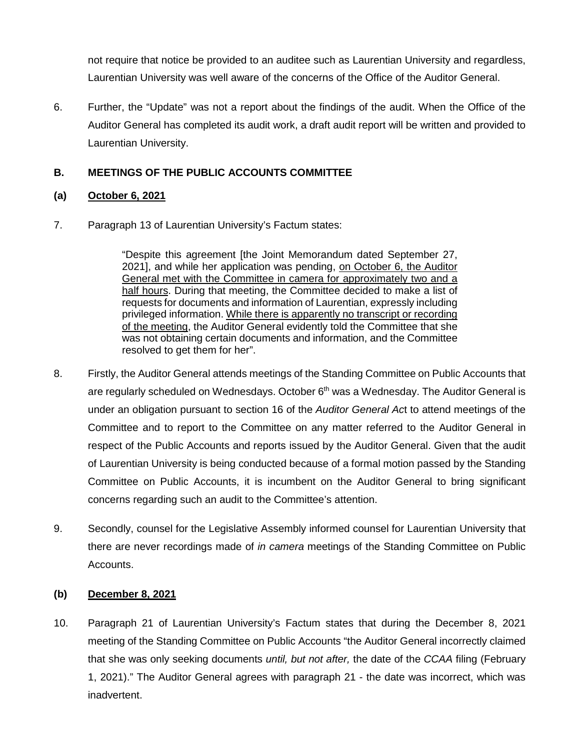not require that notice be provided to an auditee such as Laurentian University and regardless, Laurentian University was well aware of the concerns of the Office of the Auditor General.

6. Further, the "Update" was not a report about the findings of the audit. When the Office of the Auditor General has completed its audit work, a draft audit report will be written and provided to Laurentian University.

### B. MEETINGS OF THE PUBLIC ACCOUNTS COMMITTEE

#### (a) <u>October 6, 2021</u>

7. Paragraph 13 of Laurentian University's Factum states:

> "Despite this agreement [the Joint Memorandum dated September 27, 2021], and while her application was pending, <u>on October 6, the Auditor General met with the Committee in camera for approximately two and a half hours</u>. During that meeting, the Committee decided to make a list of requests for documents and information of Laurentian, expressly including privileged information. <u>While there is apparently no transcript or recording of the meeting</u>, the Auditor General evidently told the Committee that she was not obtaining certain documents and information, and the Committee resolved to get them for her".

8. Firstly, the Auditor General attends meetings of the Standing Committee on Public Accounts that are regularly scheduled on Wednesdays. October 6th was a Wednesday. The Auditor General is under an obligation pursuant to section 16 of the *Auditor General Act* to attend meetings of the Committee and to report to the Committee on any matter referred to the Auditor General in respect of the Public Accounts and reports issued by the Auditor General. Given that the audit of Laurentian University is being conducted because of a formal motion passed by the Standing Committee on Public Accounts, it is incumbent on the Auditor General to bring significant concerns regarding such an audit to the Committee's attention.

9. Secondly, counsel for the Legislative Assembly informed counsel for Laurentian University that there are never recordings made of *in camera* meetings of the Standing Committee on Public Accounts.

#### (b) <u>December 8, 2021</u>

10. Paragraph 21 of Laurentian University's Factum states that during the December 8, 2021 meeting of the Standing Committee on Public Accounts "the Auditor General incorrectly claimed that she was only seeking documents *until, but not after,* the date of the *CCAA* filing (February 1, 2021)." The Auditor General agrees with paragraph 21 - the date was incorrect, which was inadvertent.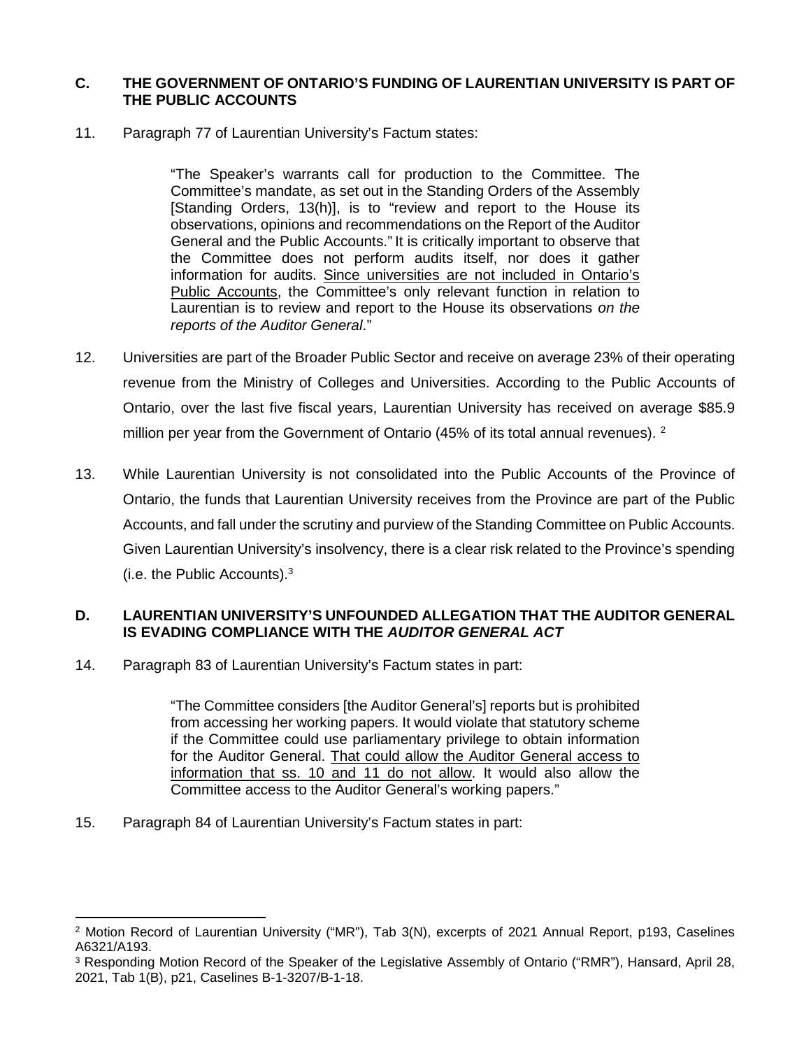## C. THE GOVERNMENT OF ONTARIO'S FUNDING OF LAURENTIAN UNIVERSITY IS PART OF THE PUBLIC ACCOUNTS

11. Paragraph 77 of Laurentian University's Factum states:

> "The Speaker's warrants call for production to the Committee. The Committee's mandate, as set out in the Standing Orders of the Assembly [Standing Orders, 13(h)], is to "review and report to the House its observations, opinions and recommendations on the Report of the Auditor General and the Public Accounts." It is critically important to observe that the Committee does not perform audits itself, nor does it gather information for audits. <u>Since universities are not included in Ontario's Public Accounts</u>, the Committee's only relevant function in relation to Laurentian is to review and report to the House its observations *on the reports of the Auditor General*."

12. Universities are part of the Broader Public Sector and receive on average 23% of their operating revenue from the Ministry of Colleges and Universities. According to the Public Accounts of Ontario, over the last five fiscal years, Laurentian University has received on average $85.9 million per year from the Government of Ontario (45% of its total annual revenues). [2]

13. While Laurentian University is not consolidated into the Public Accounts of the Province of Ontario, the funds that Laurentian University receives from the Province are part of the Public Accounts, and fall under the scrutiny and purview of the Standing Committee on Public Accounts. Given Laurentian University's insolvency, there is a clear risk related to the Province's spending (i.e. the Public Accounts).[3]

## D. LAURENTIAN UNIVERSITY'S UNFOUNDED ALLEGATION THAT THE AUDITOR GENERAL IS EVADING COMPLIANCE WITH THE *AUDITOR GENERAL ACT*

14. Paragraph 83 of Laurentian University's Factum states in part:

> "The Committee considers [the Auditor General's] reports but is prohibited from accessing her working papers. It would violate that statutory scheme if the Committee could use parliamentary privilege to obtain information for the Auditor General. <u>That could allow the Auditor General access to information that ss. 10 and 11 do not allow</u>. It would also allow the Committee access to the Auditor General's working papers."

15. Paragraph 84 of Laurentian University's Factum states in part:

---

[2] Motion Record of Laurentian University ("MR"), Tab 3(N), excerpts of 2021 Annual Report, p193, Caselines A6321/A193.

[3] Responding Motion Record of the Speaker of the Legislative Assembly of Ontario ("RMR"), Hansard, April 28, 2021, Tab 1(B), p21, Caselines B-1-3207/B-1-18.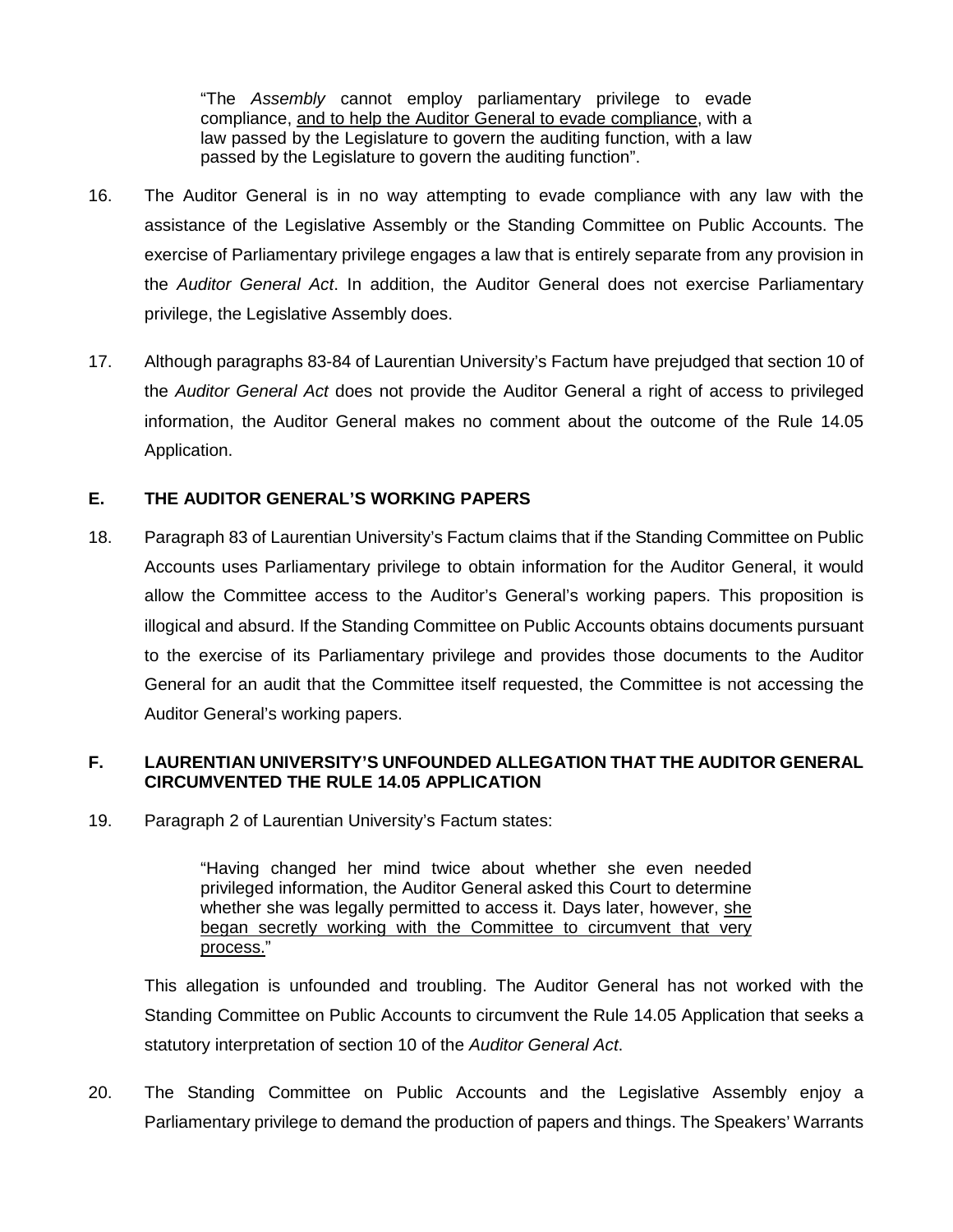> "The *Assembly* cannot employ parliamentary privilege to evade compliance, <u>and to help the Auditor General to evade compliance</u>, with a law passed by the Legislature to govern the auditing function, with a law passed by the Legislature to govern the auditing function".

16. The Auditor General is in no way attempting to evade compliance with any law with the assistance of the Legislative Assembly or the Standing Committee on Public Accounts. The exercise of Parliamentary privilege engages a law that is entirely separate from any provision in the *Auditor General Act*. In addition, the Auditor General does not exercise Parliamentary privilege, the Legislative Assembly does.

17. Although paragraphs 83-84 of Laurentian University's Factum have prejudged that section 10 of the *Auditor General Act* does not provide the Auditor General a right of access to privileged information, the Auditor General makes no comment about the outcome of the Rule 14.05 Application.

## E. THE AUDITOR GENERAL'S WORKING PAPERS

18. Paragraph 83 of Laurentian University's Factum claims that if the Standing Committee on Public Accounts uses Parliamentary privilege to obtain information for the Auditor General, it would allow the Committee access to the Auditor's General's working papers. This proposition is illogical and absurd. If the Standing Committee on Public Accounts obtains documents pursuant to the exercise of its Parliamentary privilege and provides those documents to the Auditor General for an audit that the Committee itself requested, the Committee is not accessing the Auditor General's working papers.

## F. LAURENTIAN UNIVERSITY'S UNFOUNDED ALLEGATION THAT THE AUDITOR GENERAL CIRCUMVENTED THE RULE 14.05 APPLICATION

19. Paragraph 2 of Laurentian University's Factum states:

> "Having changed her mind twice about whether she even needed privileged information, the Auditor General asked this Court to determine whether she was legally permitted to access it. Days later, however, <u>she began secretly working with the Committee to circumvent that very process.</u>"

This allegation is unfounded and troubling. The Auditor General has not worked with the Standing Committee on Public Accounts to circumvent the Rule 14.05 Application that seeks a statutory interpretation of section 10 of the *Auditor General Act*.

20. The Standing Committee on Public Accounts and the Legislative Assembly enjoy a Parliamentary privilege to demand the production of papers and things. The Speakers' Warrants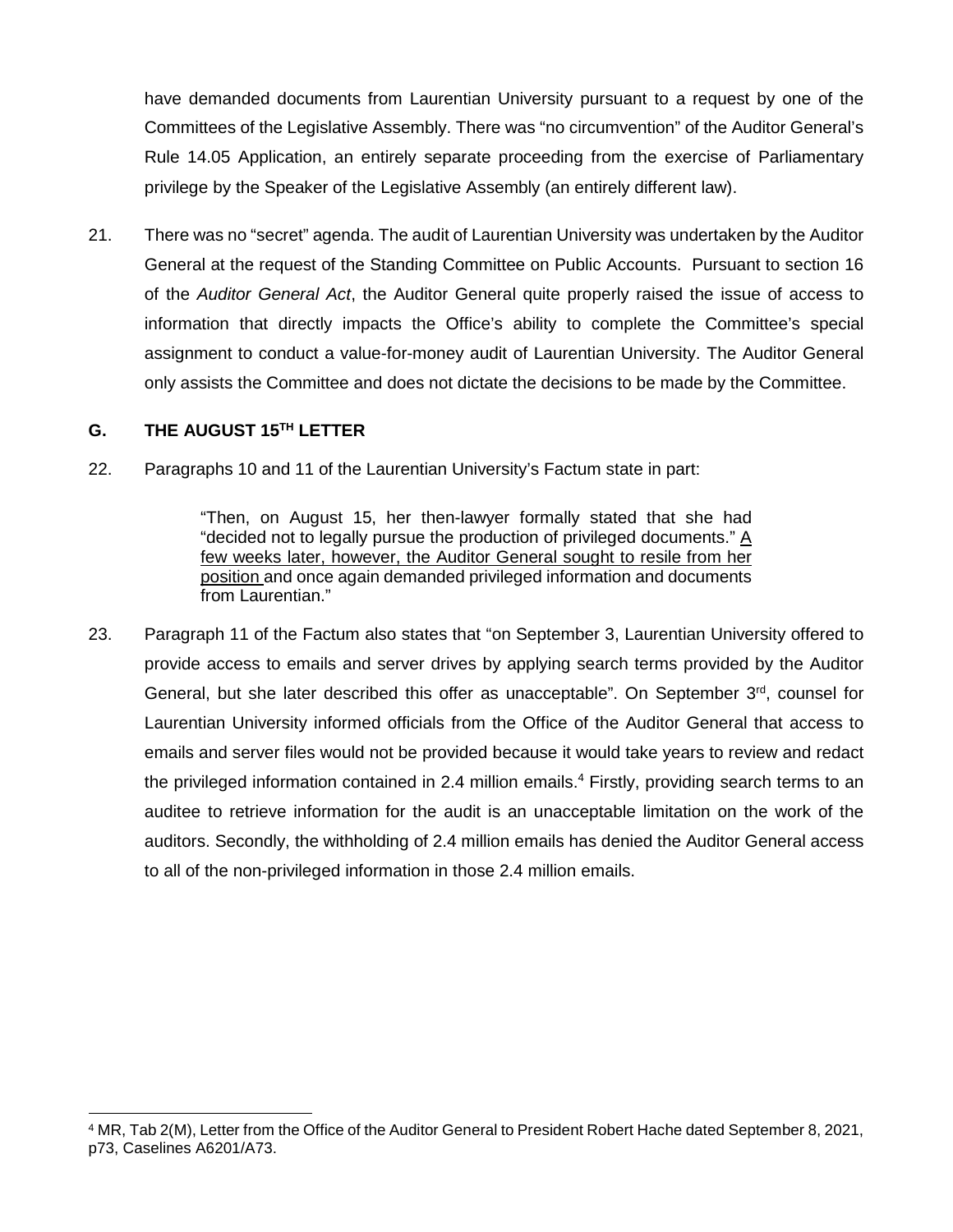have demanded documents from Laurentian University pursuant to a request by one of the Committees of the Legislative Assembly. There was "no circumvention" of the Auditor General's Rule 14.05 Application, an entirely separate proceeding from the exercise of Parliamentary privilege by the Speaker of the Legislative Assembly (an entirely different law).

21. There was no "secret" agenda. The audit of Laurentian University was undertaken by the Auditor General at the request of the Standing Committee on Public Accounts. Pursuant to section 16 of the *Auditor General Act*, the Auditor General quite properly raised the issue of access to information that directly impacts the Office's ability to complete the Committee's special assignment to conduct a value-for-money audit of Laurentian University. The Auditor General only assists the Committee and does not dictate the decisions to be made by the Committee.

## G. THE AUGUST 15TH LETTER

22. Paragraphs 10 and 11 of the Laurentian University's Factum state in part:

> "Then, on August 15, her then-lawyer formally stated that she had "decided not to legally pursue the production of privileged documents." <u>A few weeks later, however, the Auditor General sought to resile from her position</u> and once again demanded privileged information and documents from Laurentian."

23. Paragraph 11 of the Factum also states that "on September 3, Laurentian University offered to provide access to emails and server drives by applying search terms provided by the Auditor General, but she later described this offer as unacceptable". On September 3rd, counsel for Laurentian University informed officials from the Office of the Auditor General that access to emails and server files would not be provided because it would take years to review and redact the privileged information contained in 2.4 million emails.[4] Firstly, providing search terms to an auditee to retrieve information for the audit is an unacceptable limitation on the work of the auditors. Secondly, the withholding of 2.4 million emails has denied the Auditor General access to all of the non-privileged information in those 2.4 million emails.

---

[4] MR, Tab 2(M), Letter from the Office of the Auditor General to President Robert Hache dated September 8, 2021, p73, Caselines A6201/A73.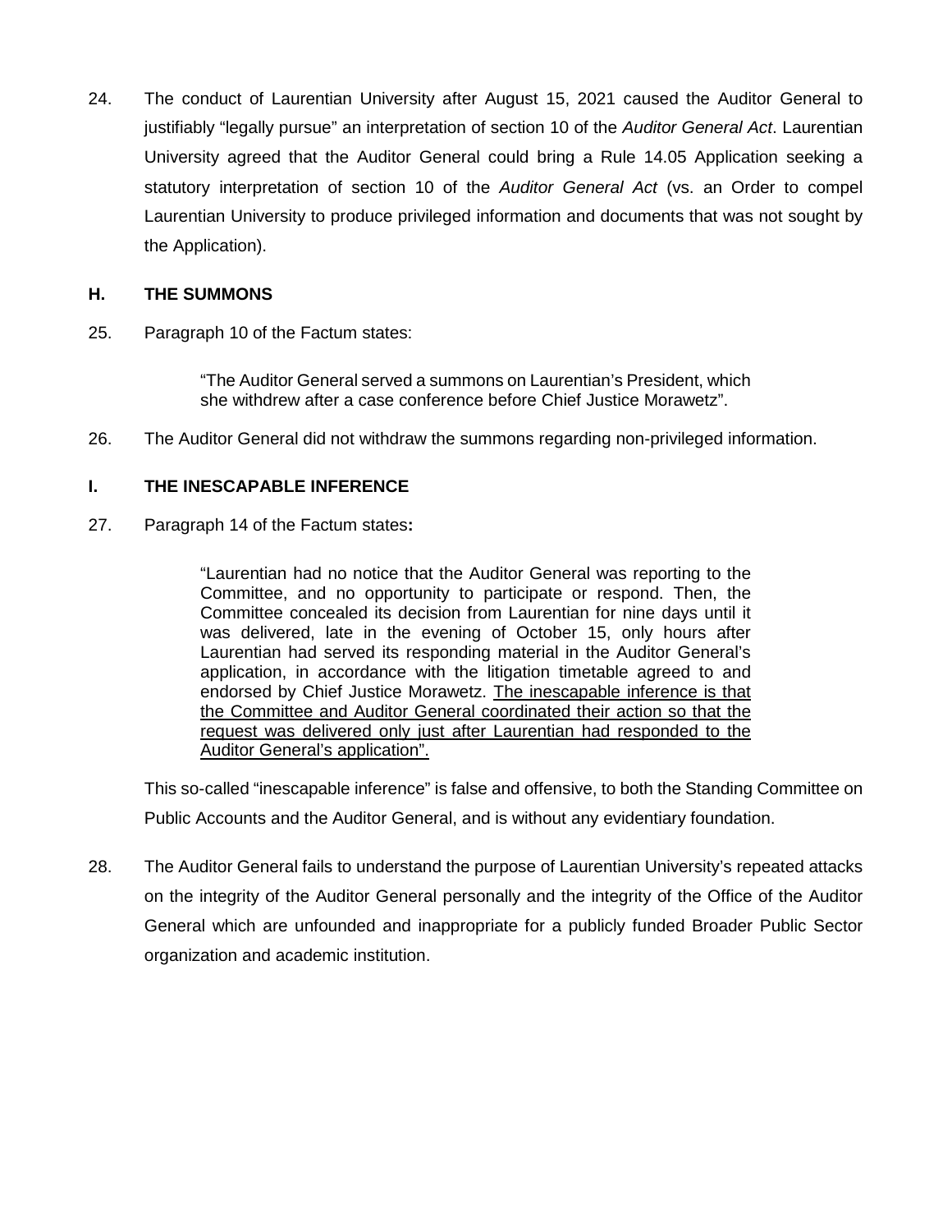24. The conduct of Laurentian University after August 15, 2021 caused the Auditor General to justifiably "legally pursue" an interpretation of section 10 of the *Auditor General Act*. Laurentian University agreed that the Auditor General could bring a Rule 14.05 Application seeking a statutory interpretation of section 10 of the *Auditor General Act* (vs. an Order to compel Laurentian University to produce privileged information and documents that was not sought by the Application).

## H. THE SUMMONS

25. Paragraph 10 of the Factum states:

> "The Auditor General served a summons on Laurentian's President, which she withdrew after a case conference before Chief Justice Morawetz".

26. The Auditor General did not withdraw the summons regarding non-privileged information.

## I. THE INESCAPABLE INFERENCE

27. Paragraph 14 of the Factum states**:**

> "Laurentian had no notice that the Auditor General was reporting to the Committee, and no opportunity to participate or respond. Then, the Committee concealed its decision from Laurentian for nine days until it was delivered, late in the evening of October 15, only hours after Laurentian had served its responding material in the Auditor General's application, in accordance with the litigation timetable agreed to and endorsed by Chief Justice Morawetz. <u>The inescapable inference is that the Committee and Auditor General coordinated their action so that the request was delivered only just after Laurentian had responded to the Auditor General's application".</u>

This so-called "inescapable inference" is false and offensive, to both the Standing Committee on Public Accounts and the Auditor General, and is without any evidentiary foundation.

28. The Auditor General fails to understand the purpose of Laurentian University's repeated attacks on the integrity of the Auditor General personally and the integrity of the Office of the Auditor General which are unfounded and inappropriate for a publicly funded Broader Public Sector organization and academic institution.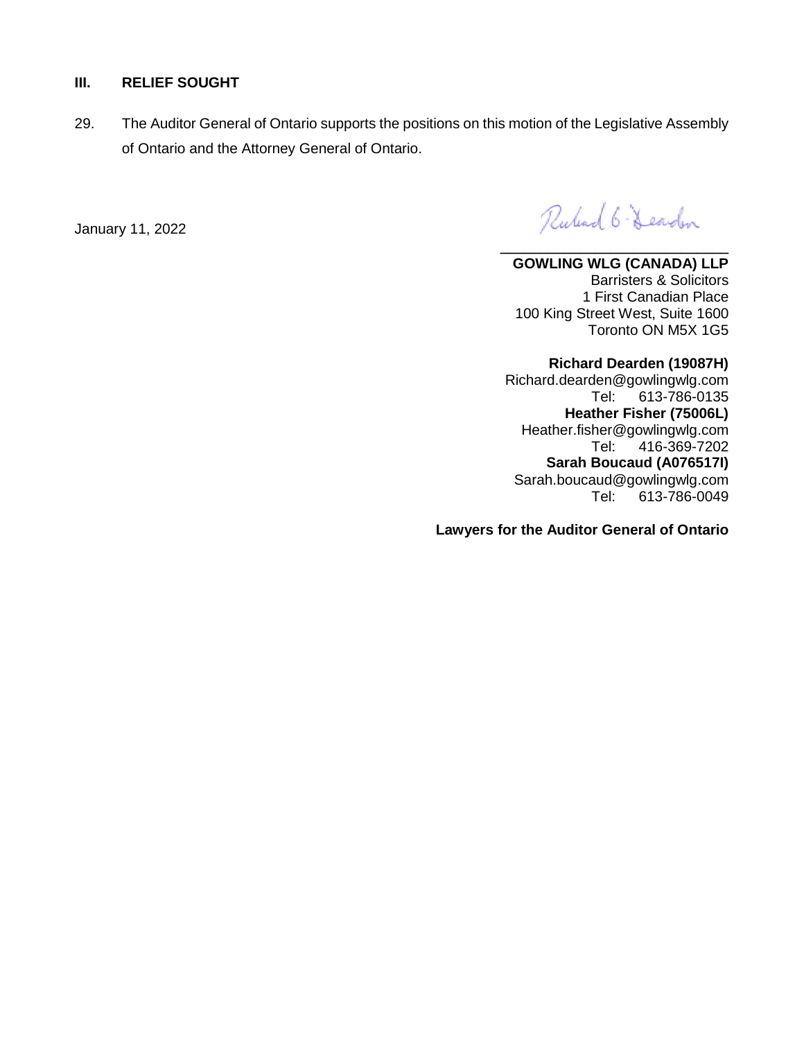## III. RELIEF SOUGHT

29. The Auditor General of Ontario supports the positions on this motion of the Legislative Assembly of Ontario and the Attorney General of Ontario.

January 11, 2022

\_\_\_\_\_\_\_\_\_\_\_\_\_\_\_\_\_\_\_\_\_\_\_\_\_\_\_\_\_\_

**GOWLING WLG (CANADA) LLP**
Barristers & Solicitors
1 First Canadian Place
100 King Street West, Suite 1600
Toronto ON M5X 1G5

**Richard Dearden (19087H)**
Richard.dearden@gowlingwlg.com
Tel: 613-786-0135

**Heather Fisher (75006L)**
Heather.fisher@gowlingwlg.com
Tel: 416-369-7202

**Sarah Boucaud (A076517I)**
Sarah.boucaud@gowlingwlg.com
Tel: 613-786-0049

**Lawyers for the Auditor General of Ontario**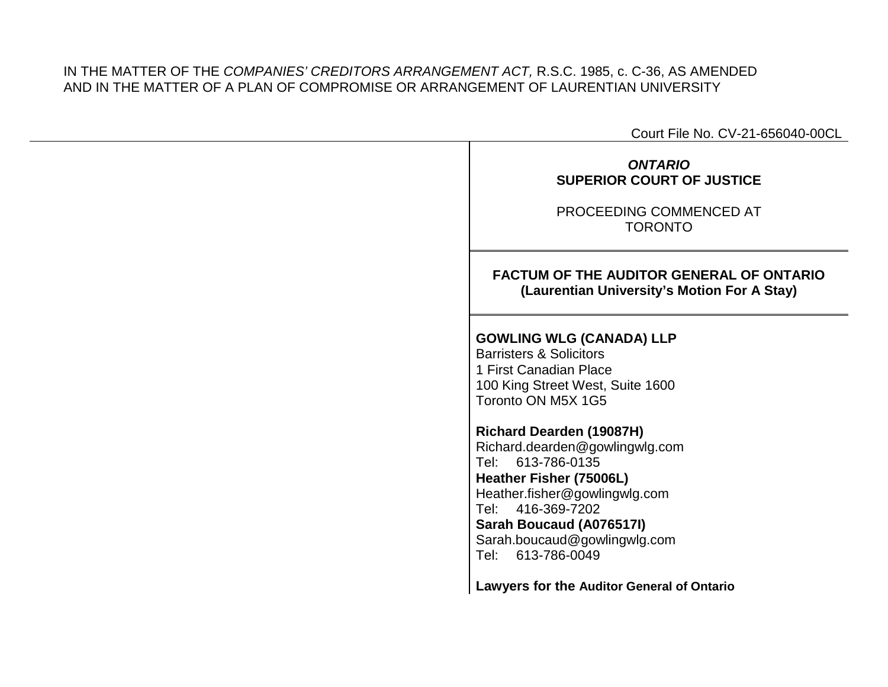IN THE MATTER OF THE *COMPANIES' CREDITORS ARRANGEMENT ACT,* R.S.C. 1985, c. C-36, AS AMENDED
AND IN THE MATTER OF A PLAN OF COMPROMISE OR ARRANGEMENT OF LAURENTIAN UNIVERSITY

Court File No. CV-21-656040-00CL

***ONTARIO***
**SUPERIOR COURT OF JUSTICE**

PROCEEDING COMMENCED AT
TORONTO

**FACTUM OF THE AUDITOR GENERAL OF ONTARIO**
**(Laurentian University's Motion For A Stay)**

**GOWLING WLG (CANADA) LLP**
Barristers & Solicitors
1 First Canadian Place
100 King Street West, Suite 1600
Toronto ON M5X 1G5

**Richard Dearden (19087H)**
Richard.dearden@gowlingwlg.com
Tel: 613-786-0135
**Heather Fisher (75006L)**
Heather.fisher@gowlingwlg.com
Tel: 416-369-7202
**Sarah Boucaud (A076517I)**
Sarah.boucaud@gowlingwlg.com
Tel: 613-786-0049

**Lawyers for the Auditor General of Ontario**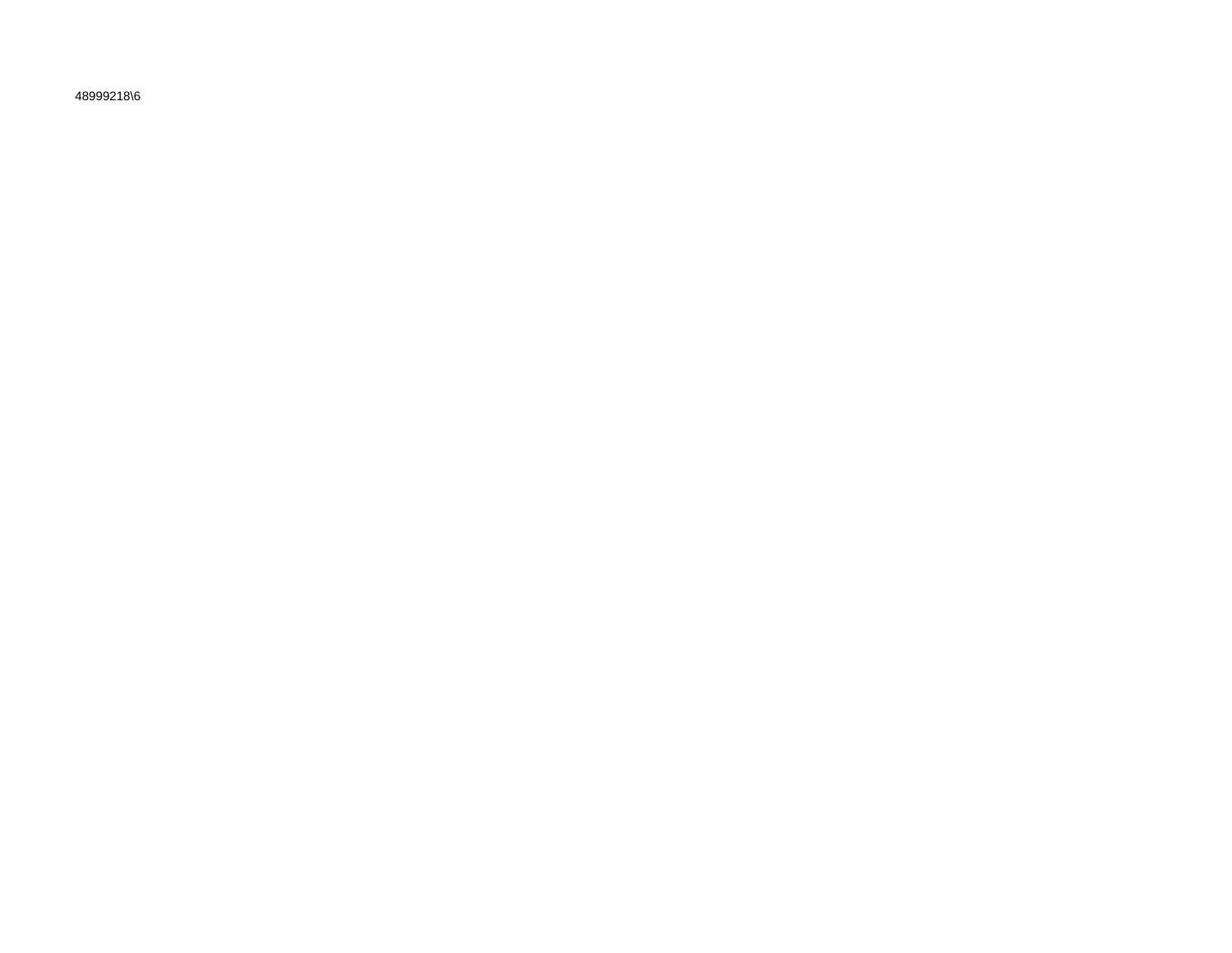48999218\6